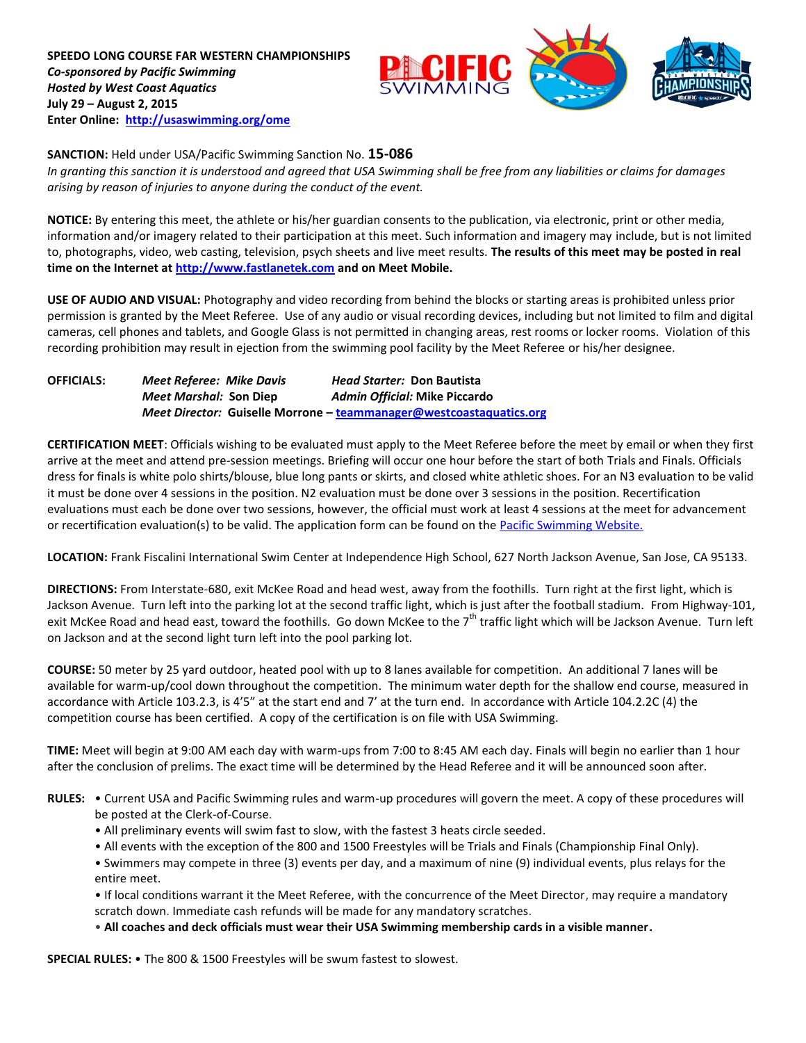**SPEEDO LONG COURSE FAR WESTERN CHAMPIONSHIPS**
***Co-sponsored by Pacific Swimming***
***Hosted by West Coast Aquatics***
**July 29 – August 2, 2015**
**Enter Online: http://usaswimming.org/ome**

**SANCTION:** Held under USA/Pacific Swimming Sanction No. **15-086**
*In granting this sanction it is understood and agreed that USA Swimming shall be free from any liabilities or claims for damages arising by reason of injuries to anyone during the conduct of the event.*

**NOTICE:** By entering this meet, the athlete or his/her guardian consents to the publication, via electronic, print or other media, information and/or imagery related to their participation at this meet. Such information and imagery may include, but is not limited to, photographs, video, web casting, television, psych sheets and live meet results. **The results of this meet may be posted in real time on the Internet at http://www.fastlanetek.com and on Meet Mobile.**

**USE OF AUDIO AND VISUAL:** Photography and video recording from behind the blocks or starting areas is prohibited unless prior permission is granted by the Meet Referee. Use of any audio or visual recording devices, including but not limited to film and digital cameras, cell phones and tablets, and Google Glass is not permitted in changing areas, rest rooms or locker rooms. Violation of this recording prohibition may result in ejection from the swimming pool facility by the Meet Referee or his/her designee.

**OFFICIALS:**
*Meet Referee:* **Mike Davis** — *Head Starter:* **Don Bautista**
*Meet Marshal:* **Son Diep** — *Admin Official:* **Mike Piccardo**
*Meet Director:* **Guiselle Morrone – teammanager@westcoastaquatics.org**

**CERTIFICATION MEET**: Officials wishing to be evaluated must apply to the Meet Referee before the meet by email or when they first arrive at the meet and attend pre-session meetings. Briefing will occur one hour before the start of both Trials and Finals. Officials dress for finals is white polo shirts/blouse, blue long pants or skirts, and closed white athletic shoes. For an N3 evaluation to be valid it must be done over 4 sessions in the position. N2 evaluation must be done over 3 sessions in the position. Recertification evaluations must each be done over two sessions, however, the official must work at least 4 sessions at the meet for advancement or recertification evaluation(s) to be valid. The application form can be found on the Pacific Swimming Website.

**LOCATION:** Frank Fiscalini International Swim Center at Independence High School, 627 North Jackson Avenue, San Jose, CA 95133.

**DIRECTIONS:** From Interstate-680, exit McKee Road and head west, away from the foothills. Turn right at the first light, which is Jackson Avenue. Turn left into the parking lot at the second traffic light, which is just after the football stadium. From Highway-101, exit McKee Road and head east, toward the foothills. Go down McKee to the 7th traffic light which will be Jackson Avenue. Turn left on Jackson and at the second light turn left into the pool parking lot.

**COURSE:** 50 meter by 25 yard outdoor, heated pool with up to 8 lanes available for competition. An additional 7 lanes will be available for warm-up/cool down throughout the competition. The minimum water depth for the shallow end course, measured in accordance with Article 103.2.3, is 4'5" at the start end and 7' at the turn end. In accordance with Article 104.2.2C (4) the competition course has been certified. A copy of the certification is on file with USA Swimming.

**TIME:** Meet will begin at 9:00 AM each day with warm-ups from 7:00 to 8:45 AM each day. Finals will begin no earlier than 1 hour after the conclusion of prelims. The exact time will be determined by the Head Referee and it will be announced soon after.

**RULES:**
- Current USA and Pacific Swimming rules and warm-up procedures will govern the meet. A copy of these procedures will be posted at the Clerk-of-Course.
- All preliminary events will swim fast to slow, with the fastest 3 heats circle seeded.
- All events with the exception of the 800 and 1500 Freestyles will be Trials and Finals (Championship Final Only).
- Swimmers may compete in three (3) events per day, and a maximum of nine (9) individual events, plus relays for the entire meet.
- If local conditions warrant it the Meet Referee, with the concurrence of the Meet Director, may require a mandatory scratch down. Immediate cash refunds will be made for any mandatory scratches.
- **All coaches and deck officials must wear their USA Swimming membership cards in a visible manner.**

**SPECIAL RULES:** • The 800 & 1500 Freestyles will be swum fastest to slowest.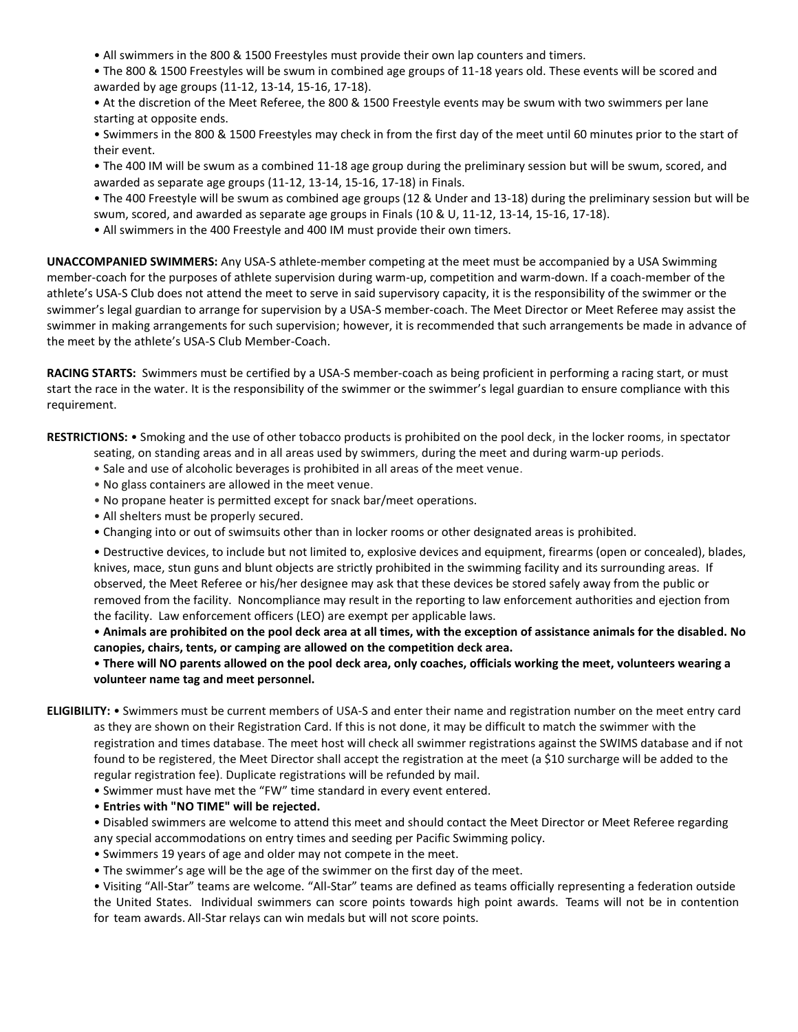- All swimmers in the 800 & 1500 Freestyles must provide their own lap counters and timers.
- The 800 & 1500 Freestyles will be swum in combined age groups of 11-18 years old. These events will be scored and awarded by age groups (11-12, 13-14, 15-16, 17-18).
- At the discretion of the Meet Referee, the 800 & 1500 Freestyle events may be swum with two swimmers per lane starting at opposite ends.
- Swimmers in the 800 & 1500 Freestyles may check in from the first day of the meet until 60 minutes prior to the start of their event.
- The 400 IM will be swum as a combined 11-18 age group during the preliminary session but will be swum, scored, and awarded as separate age groups (11-12, 13-14, 15-16, 17-18) in Finals.
- The 400 Freestyle will be swum as combined age groups (12 & Under and 13-18) during the preliminary session but will be swum, scored, and awarded as separate age groups in Finals (10 & U, 11-12, 13-14, 15-16, 17-18).
- All swimmers in the 400 Freestyle and 400 IM must provide their own timers.

**UNACCOMPANIED SWIMMERS:** Any USA-S athlete-member competing at the meet must be accompanied by a USA Swimming member-coach for the purposes of athlete supervision during warm-up, competition and warm-down. If a coach-member of the athlete's USA-S Club does not attend the meet to serve in said supervisory capacity, it is the responsibility of the swimmer or the swimmer's legal guardian to arrange for supervision by a USA-S member-coach. The Meet Director or Meet Referee may assist the swimmer in making arrangements for such supervision; however, it is recommended that such arrangements be made in advance of the meet by the athlete's USA-S Club Member-Coach.

**RACING STARTS:** Swimmers must be certified by a USA-S member-coach as being proficient in performing a racing start, or must start the race in the water. It is the responsibility of the swimmer or the swimmer's legal guardian to ensure compliance with this requirement.

**RESTRICTIONS:**
- Smoking and the use of other tobacco products is prohibited on the pool deck, in the locker rooms, in spectator seating, on standing areas and in all areas used by swimmers, during the meet and during warm-up periods.
- Sale and use of alcoholic beverages is prohibited in all areas of the meet venue.
- No glass containers are allowed in the meet venue.
- No propane heater is permitted except for snack bar/meet operations.
- All shelters must be properly secured.
- Changing into or out of swimsuits other than in locker rooms or other designated areas is prohibited.
- Destructive devices, to include but not limited to, explosive devices and equipment, firearms (open or concealed), blades, knives, mace, stun guns and blunt objects are strictly prohibited in the swimming facility and its surrounding areas. If observed, the Meet Referee or his/her designee may ask that these devices be stored safely away from the public or removed from the facility. Noncompliance may result in the reporting to law enforcement authorities and ejection from the facility. Law enforcement officers (LEO) are exempt per applicable laws.
- **Animals are prohibited on the pool deck area at all times, with the exception of assistance animals for the disabled. No canopies, chairs, tents, or camping are allowed on the competition deck area.**
- **There will NO parents allowed on the pool deck area, only coaches, officials working the meet, volunteers wearing a volunteer name tag and meet personnel.**

**ELIGIBILITY:**
- Swimmers must be current members of USA-S and enter their name and registration number on the meet entry card as they are shown on their Registration Card. If this is not done, it may be difficult to match the swimmer with the registration and times database. The meet host will check all swimmer registrations against the SWIMS database and if not found to be registered, the Meet Director shall accept the registration at the meet (a $10 surcharge will be added to the regular registration fee). Duplicate registrations will be refunded by mail.
- Swimmer must have met the "FW" time standard in every event entered.
- **Entries with "NO TIME" will be rejected.**
- Disabled swimmers are welcome to attend this meet and should contact the Meet Director or Meet Referee regarding any special accommodations on entry times and seeding per Pacific Swimming policy.
- Swimmers 19 years of age and older may not compete in the meet.
- The swimmer's age will be the age of the swimmer on the first day of the meet.
- Visiting "All-Star" teams are welcome. "All-Star" teams are defined as teams officially representing a federation outside the United States. Individual swimmers can score points towards high point awards. Teams will not be in contention for team awards. All-Star relays can win medals but will not score points.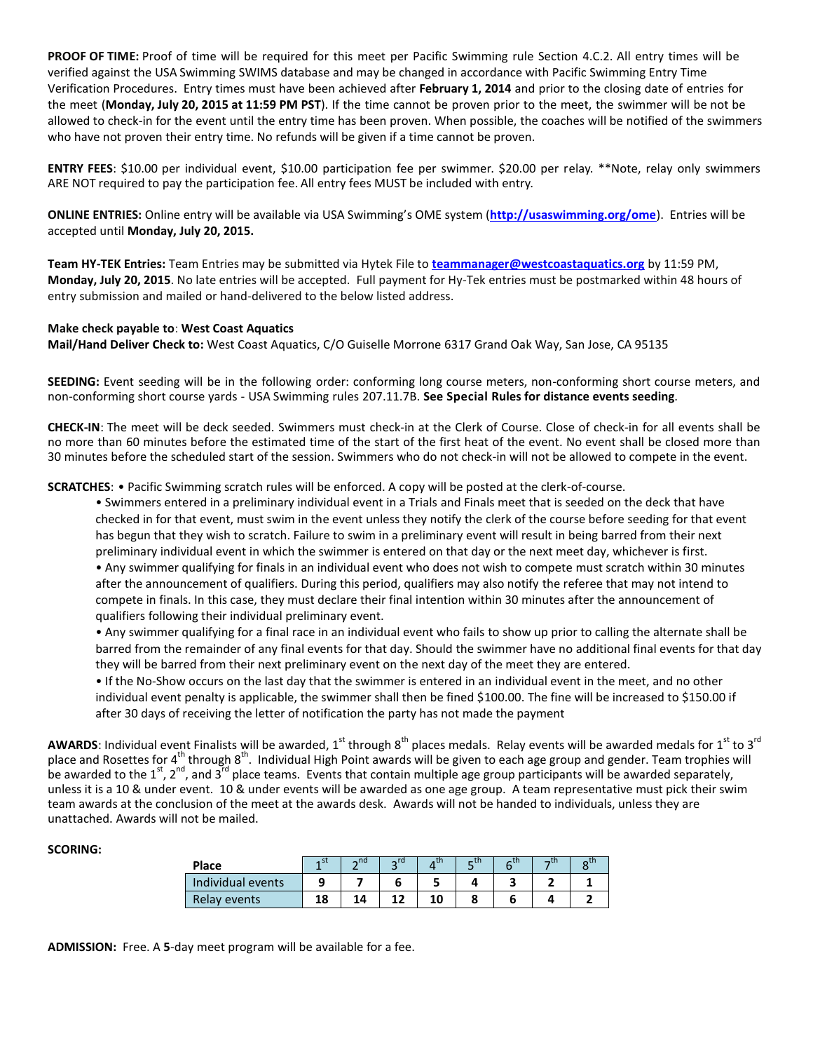**PROOF OF TIME:** Proof of time will be required for this meet per Pacific Swimming rule Section 4.C.2. All entry times will be verified against the USA Swimming SWIMS database and may be changed in accordance with Pacific Swimming Entry Time Verification Procedures. Entry times must have been achieved after **February 1, 2014** and prior to the closing date of entries for the meet (**Monday, July 20, 2015 at 11:59 PM PST**). If the time cannot be proven prior to the meet, the swimmer will be not be allowed to check-in for the event until the entry time has been proven. When possible, the coaches will be notified of the swimmers who have not proven their entry time. No refunds will be given if a time cannot be proven.

**ENTRY FEES**: $10.00 per individual event, $10.00 participation fee per swimmer. $20.00 per relay. **Note, relay only swimmers ARE NOT required to pay the participation fee. All entry fees MUST be included with entry.

**ONLINE ENTRIES:** Online entry will be available via USA Swimming's OME system (**http://usaswimming.org/ome**). Entries will be accepted until **Monday, July 20, 2015.**

**Team HY-TEK Entries:** Team Entries may be submitted via Hytek File to **teammanager@westcoastaquatics.org** by 11:59 PM, **Monday, July 20, 2015**. No late entries will be accepted. Full payment for Hy-Tek entries must be postmarked within 48 hours of entry submission and mailed or hand-delivered to the below listed address.

**Make check payable to**: **West Coast Aquatics**
**Mail/Hand Deliver Check to:** West Coast Aquatics, C/O Guiselle Morrone 6317 Grand Oak Way, San Jose, CA 95135

**SEEDING:** Event seeding will be in the following order: conforming long course meters, non-conforming short course meters, and non-conforming short course yards - USA Swimming rules 207.11.7B. **See Special Rules for distance events seeding**.

**CHECK-IN**: The meet will be deck seeded. Swimmers must check-in at the Clerk of Course. Close of check-in for all events shall be no more than 60 minutes before the estimated time of the start of the first heat of the event. No event shall be closed more than 30 minutes before the scheduled start of the session. Swimmers who do not check-in will not be allowed to compete in the event.

**SCRATCHES**: • Pacific Swimming scratch rules will be enforced. A copy will be posted at the clerk-of-course.

- Swimmers entered in a preliminary individual event in a Trials and Finals meet that is seeded on the deck that have checked in for that event, must swim in the event unless they notify the clerk of the course before seeding for that event has begun that they wish to scratch. Failure to swim in a preliminary event will result in being barred from their next preliminary individual event in which the swimmer is entered on that day or the next meet day, whichever is first.
- Any swimmer qualifying for finals in an individual event who does not wish to compete must scratch within 30 minutes after the announcement of qualifiers. During this period, qualifiers may also notify the referee that may not intend to compete in finals. In this case, they must declare their final intention within 30 minutes after the announcement of qualifiers following their individual preliminary event.
- Any swimmer qualifying for a final race in an individual event who fails to show up prior to calling the alternate shall be barred from the remainder of any final events for that day. Should the swimmer have no additional final events for that day they will be barred from their next preliminary event on the next day of the meet they are entered.
- If the No-Show occurs on the last day that the swimmer is entered in an individual event in the meet, and no other individual event penalty is applicable, the swimmer shall then be fined $100.00. The fine will be increased to $150.00 if after 30 days of receiving the letter of notification the party has not made the payment

**AWARDS**: Individual event Finalists will be awarded, 1st through 8th places medals. Relay events will be awarded medals for 1st to 3rd place and Rosettes for 4th through 8th. Individual High Point awards will be given to each age group and gender. Team trophies will be awarded to the 1st, 2nd, and 3rd place teams. Events that contain multiple age group participants will be awarded separately, unless it is a 10 & under event. 10 & under events will be awarded as one age group. A team representative must pick their swim team awards at the conclusion of the meet at the awards desk. Awards will not be handed to individuals, unless they are unattached. Awards will not be mailed.

**SCORING:**

| Place | 1st | 2nd | 3rd | 4th | 5th | 6th | 7th | 8th |
|---|---|---|---|---|---|---|---|---|
| Individual events | 9 | 7 | 6 | 5 | 4 | 3 | 2 | 1 |
| Relay events | 18 | 14 | 12 | 10 | 8 | 6 | 4 | 2 |

**ADMISSION:** Free. A **5**-day meet program will be available for a fee.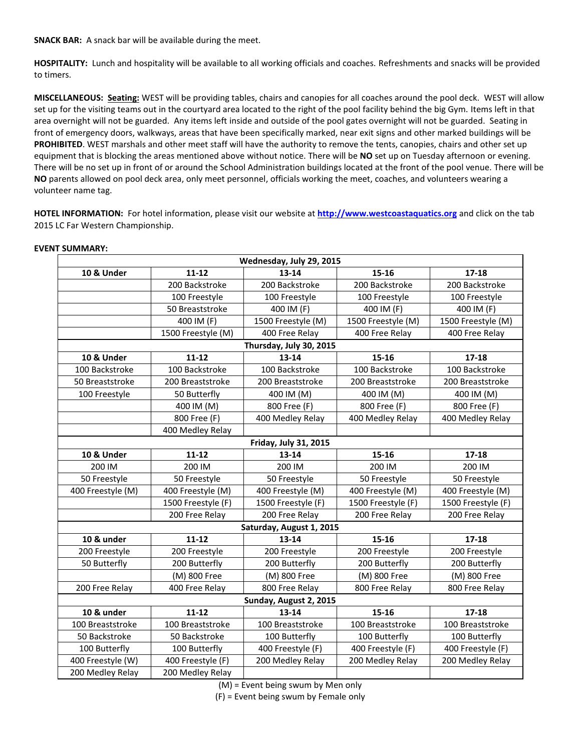**SNACK BAR:** A snack bar will be available during the meet.

**HOSPITALITY:** Lunch and hospitality will be available to all working officials and coaches. Refreshments and snacks will be provided to timers.

**MISCELLANEOUS:** **Seating:** WEST will be providing tables, chairs and canopies for all coaches around the pool deck. WEST will allow set up for the visiting teams out in the courtyard area located to the right of the pool facility behind the big Gym. Items left in that area overnight will not be guarded. Any items left inside and outside of the pool gates overnight will not be guarded. Seating in front of emergency doors, walkways, areas that have been specifically marked, near exit signs and other marked buildings will be **PROHIBITED**. WEST marshals and other meet staff will have the authority to remove the tents, canopies, chairs and other set up equipment that is blocking the areas mentioned above without notice. There will be **NO** set up on Tuesday afternoon or evening. There will be no set up in front of or around the School Administration buildings located at the front of the pool venue. There will be **NO** parents allowed on pool deck area, only meet personnel, officials working the meet, coaches, and volunteers wearing a volunteer name tag.

**HOTEL INFORMATION:** For hotel information, please visit our website at **http://www.westcoastaquatics.org** and click on the tab 2015 LC Far Western Championship.

**EVENT SUMMARY:**

| Wednesday, July 29, 2015 | | | | |
|---|---|---|---|---|
| **10 & Under** | **11-12** | **13-14** | **15-16** | **17-18** |
| | 200 Backstroke | 200 Backstroke | 200 Backstroke | 200 Backstroke |
| | 100 Freestyle | 100 Freestyle | 100 Freestyle | 100 Freestyle |
| | 50 Breaststroke | 400 IM (F) | 400 IM (F) | 400 IM (F) |
| | 400 IM (F) | 1500 Freestyle (M) | 1500 Freestyle (M) | 1500 Freestyle (M) |
| | 1500 Freestyle (M) | 400 Free Relay | 400 Free Relay | 400 Free Relay |
| **Thursday, July 30, 2015** | | | | |
| **10 & Under** | **11-12** | **13-14** | **15-16** | **17-18** |
| 100 Backstroke | 100 Backstroke | 100 Backstroke | 100 Backstroke | 100 Backstroke |
| 50 Breaststroke | 200 Breaststroke | 200 Breaststroke | 200 Breaststroke | 200 Breaststroke |
| 100 Freestyle | 50 Butterfly | 400 IM (M) | 400 IM (M) | 400 IM (M) |
| | 400 IM (M) | 800 Free (F) | 800 Free (F) | 800 Free (F) |
| | 800 Free (F) | 400 Medley Relay | 400 Medley Relay | 400 Medley Relay |
| | 400 Medley Relay | | | |
| **Friday, July 31, 2015** | | | | |
| **10 & Under** | **11-12** | **13-14** | **15-16** | **17-18** |
| 200 IM | 200 IM | 200 IM | 200 IM | 200 IM |
| 50 Freestyle | 50 Freestyle | 50 Freestyle | 50 Freestyle | 50 Freestyle |
| 400 Freestyle (M) | 400 Freestyle (M) | 400 Freestyle (M) | 400 Freestyle (M) | 400 Freestyle (M) |
| | 1500 Freestyle (F) | 1500 Freestyle (F) | 1500 Freestyle (F) | 1500 Freestyle (F) |
| | 200 Free Relay | 200 Free Relay | 200 Free Relay | 200 Free Relay |
| **Saturday, August 1, 2015** | | | | |
| **10 & under** | **11-12** | **13-14** | **15-16** | **17-18** |
| 200 Freestyle | 200 Freestyle | 200 Freestyle | 200 Freestyle | 200 Freestyle |
| 50 Butterfly | 200 Butterfly | 200 Butterfly | 200 Butterfly | 200 Butterfly |
| | (M) 800 Free | (M) 800 Free | (M) 800 Free | (M) 800 Free |
| 200 Free Relay | 400 Free Relay | 800 Free Relay | 800 Free Relay | 800 Free Relay |
| **Sunday, August 2, 2015** | | | | |
| **10 & under** | **11-12** | **13-14** | **15-16** | **17-18** |
| 100 Breaststroke | 100 Breaststroke | 100 Breaststroke | 100 Breaststroke | 100 Breaststroke |
| 50 Backstroke | 50 Backstroke | 100 Butterfly | 100 Butterfly | 100 Butterfly |
| 100 Butterfly | 100 Butterfly | 400 Freestyle (F) | 400 Freestyle (F) | 400 Freestyle (F) |
| 400 Freestyle (W) | 400 Freestyle (F) | 200 Medley Relay | 200 Medley Relay | 200 Medley Relay |
| 200 Medley Relay | 200 Medley Relay | | | |

(M) = Event being swum by Men only

(F) = Event being swum by Female only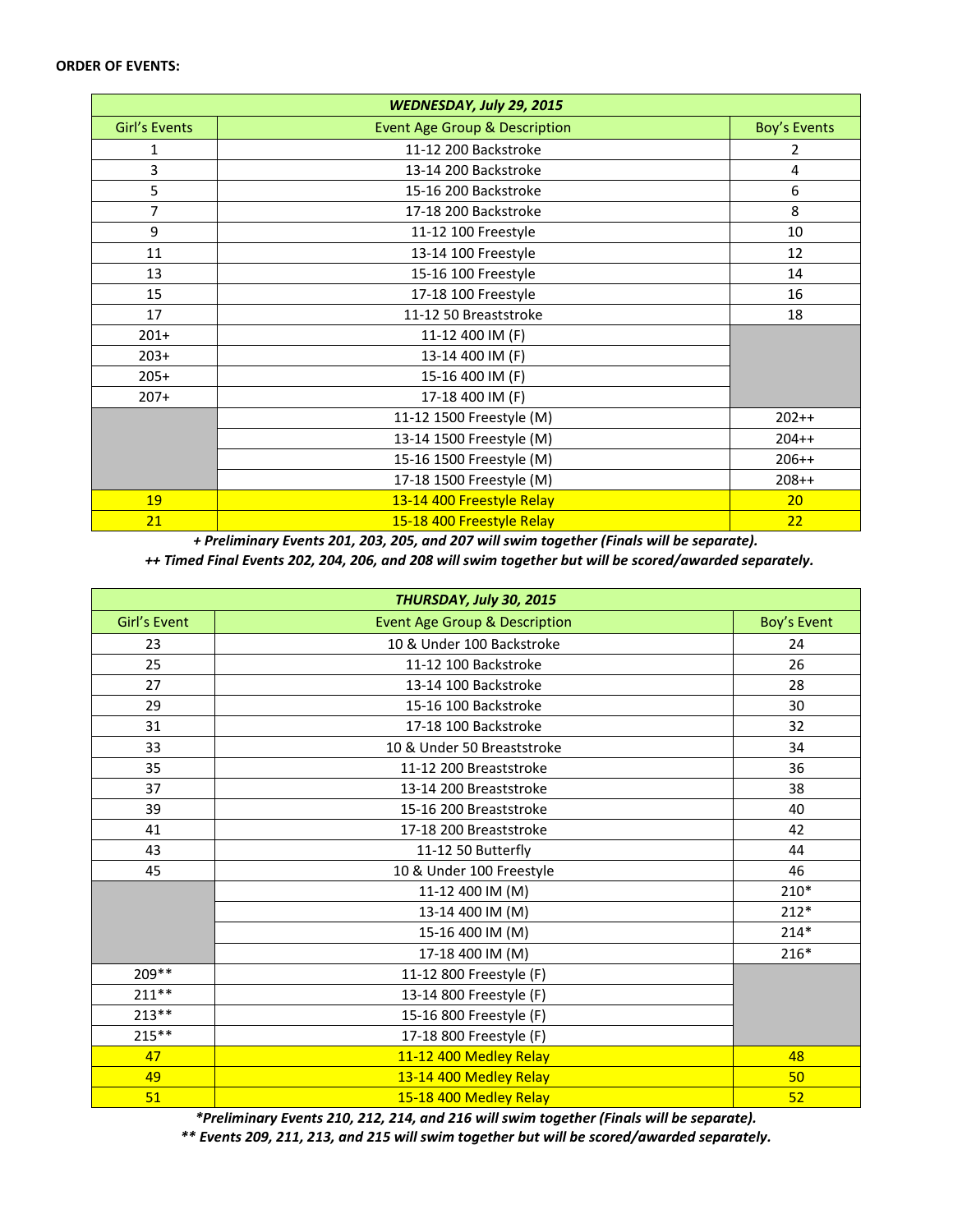**ORDER OF EVENTS:**

| ***WEDNESDAY, July 29, 2015*** | | |
|---|---|---|
| Girl's Events | Event Age Group & Description | Boy's Events |
| 1 | 11-12 200 Backstroke | 2 |
| 3 | 13-14 200 Backstroke | 4 |
| 5 | 15-16 200 Backstroke | 6 |
| 7 | 17-18 200 Backstroke | 8 |
| 9 | 11-12 100 Freestyle | 10 |
| 11 | 13-14 100 Freestyle | 12 |
| 13 | 15-16 100 Freestyle | 14 |
| 15 | 17-18 100 Freestyle | 16 |
| 17 | 11-12 50 Breaststroke | 18 |
| 201+ | 11-12 400 IM (F) | |
| 203+ | 13-14 400 IM (F) | |
| 205+ | 15-16 400 IM (F) | |
| 207+ | 17-18 400 IM (F) | |
| | 11-12 1500 Freestyle (M) | 202++ |
| | 13-14 1500 Freestyle (M) | 204++ |
| | 15-16 1500 Freestyle (M) | 206++ |
| | 17-18 1500 Freestyle (M) | 208++ |
| 19 | 13-14 400 Freestyle Relay | 20 |
| 21 | 15-18 400 Freestyle Relay | 22 |

***+ Preliminary Events 201, 203, 205, and 207 will swim together (Finals will be separate).***

***++ Timed Final Events 202, 204, 206, and 208 will swim together but will be scored/awarded separately.***

| ***THURSDAY, July 30, 2015*** | | |
|---|---|---|
| Girl's Event | Event Age Group & Description | Boy's Event |
| 23 | 10 & Under 100 Backstroke | 24 |
| 25 | 11-12 100 Backstroke | 26 |
| 27 | 13-14 100 Backstroke | 28 |
| 29 | 15-16 100 Backstroke | 30 |
| 31 | 17-18 100 Backstroke | 32 |
| 33 | 10 & Under 50 Breaststroke | 34 |
| 35 | 11-12 200 Breaststroke | 36 |
| 37 | 13-14 200 Breaststroke | 38 |
| 39 | 15-16 200 Breaststroke | 40 |
| 41 | 17-18 200 Breaststroke | 42 |
| 43 | 11-12 50 Butterfly | 44 |
| 45 | 10 & Under 100 Freestyle | 46 |
| | 11-12 400 IM (M) | 210* |
| | 13-14 400 IM (M) | 212* |
| | 15-16 400 IM (M) | 214* |
| | 17-18 400 IM (M) | 216* |
| 209** | 11-12 800 Freestyle (F) | |
| 211** | 13-14 800 Freestyle (F) | |
| 213** | 15-16 800 Freestyle (F) | |
| 215** | 17-18 800 Freestyle (F) | |
| 47 | 11-12 400 Medley Relay | 48 |
| 49 | 13-14 400 Medley Relay | 50 |
| 51 | 15-18 400 Medley Relay | 52 |

****Preliminary Events 210, 212, 214, and 216 will swim together (Finals will be separate).***

***** Events 209, 211, 213, and 215 will swim together but will be scored/awarded separately.***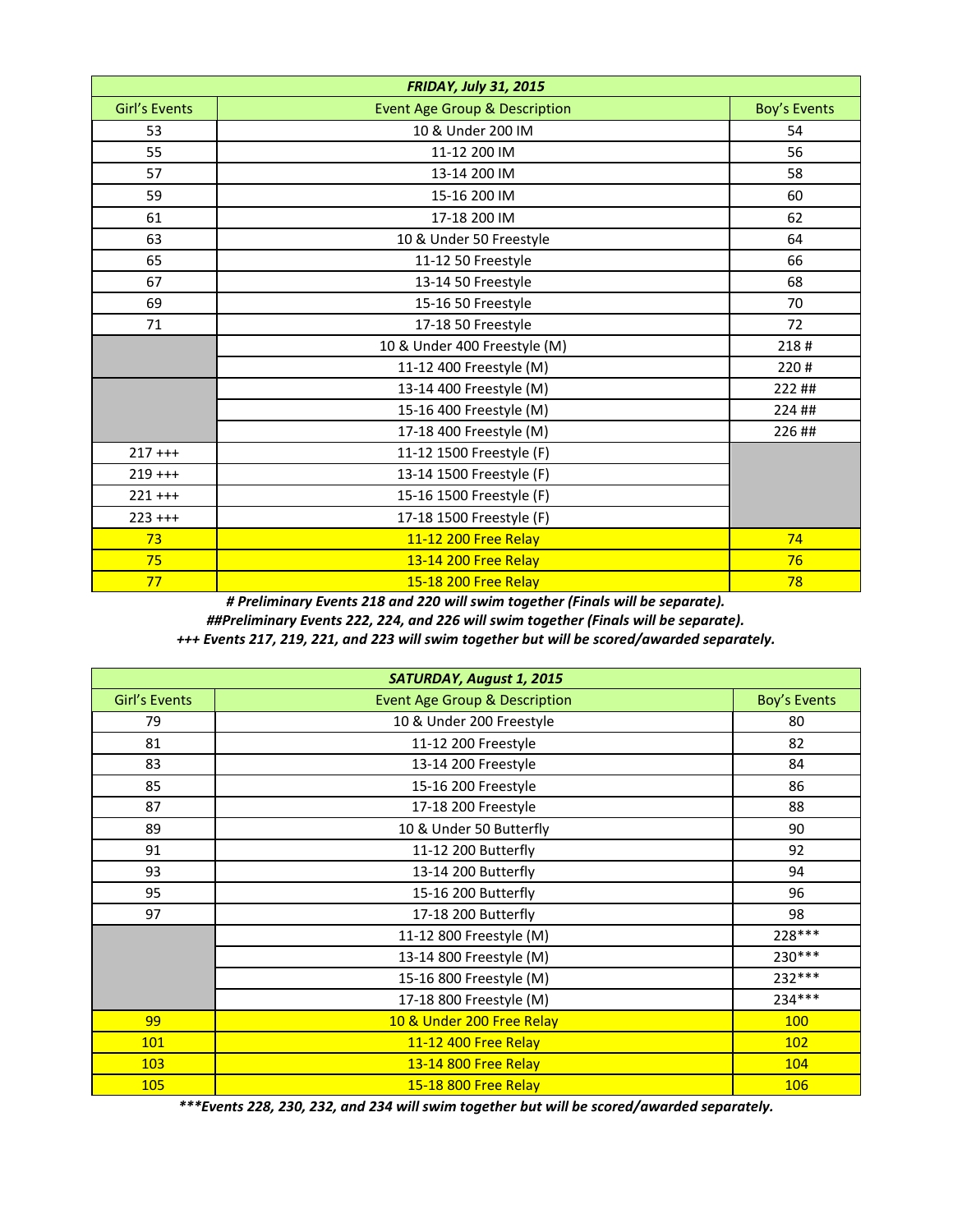| ***FRIDAY, July 31, 2015*** | | |
|---|---|---|
| Girl's Events | Event Age Group & Description | Boy's Events |
| 53 | 10 & Under 200 IM | 54 |
| 55 | 11-12 200 IM | 56 |
| 57 | 13-14 200 IM | 58 |
| 59 | 15-16 200 IM | 60 |
| 61 | 17-18 200 IM | 62 |
| 63 | 10 & Under 50 Freestyle | 64 |
| 65 | 11-12 50 Freestyle | 66 |
| 67 | 13-14 50 Freestyle | 68 |
| 69 | 15-16 50 Freestyle | 70 |
| 71 | 17-18 50 Freestyle | 72 |
| | 10 & Under 400 Freestyle (M) | 218 # |
| | 11-12 400 Freestyle (M) | 220 # |
| | 13-14 400 Freestyle (M) | 222 ## |
| | 15-16 400 Freestyle (M) | 224 ## |
| | 17-18 400 Freestyle (M) | 226 ## |
| 217 +++ | 11-12 1500 Freestyle (F) | |
| 219 +++ | 13-14 1500 Freestyle (F) | |
| 221 +++ | 15-16 1500 Freestyle (F) | |
| 223 +++ | 17-18 1500 Freestyle (F) | |
| 73 | 11-12 200 Free Relay | 74 |
| 75 | 13-14 200 Free Relay | 76 |
| 77 | 15-18 200 Free Relay | 78 |

***# Preliminary Events 218 and 220 will swim together (Finals will be separate).***

***##Preliminary Events 222, 224, and 226 will swim together (Finals will be separate).***

***+++ Events 217, 219, 221, and 223 will swim together but will be scored/awarded separately.***

| ***SATURDAY, August 1, 2015*** | | |
|---|---|---|
| Girl's Events | Event Age Group & Description | Boy's Events |
| 79 | 10 & Under 200 Freestyle | 80 |
| 81 | 11-12 200 Freestyle | 82 |
| 83 | 13-14 200 Freestyle | 84 |
| 85 | 15-16 200 Freestyle | 86 |
| 87 | 17-18 200 Freestyle | 88 |
| 89 | 10 & Under 50 Butterfly | 90 |
| 91 | 11-12 200 Butterfly | 92 |
| 93 | 13-14 200 Butterfly | 94 |
| 95 | 15-16 200 Butterfly | 96 |
| 97 | 17-18 200 Butterfly | 98 |
| | 11-12 800 Freestyle (M) | 228*** |
| | 13-14 800 Freestyle (M) | 230*** |
| | 15-16 800 Freestyle (M) | 232*** |
| | 17-18 800 Freestyle (M) | 234*** |
| 99 | 10 & Under 200 Free Relay | 100 |
| 101 | 11-12 400 Free Relay | 102 |
| 103 | 13-14 800 Free Relay | 104 |
| 105 | 15-18 800 Free Relay | 106 |

***\*\*\*Events 228, 230, 232, and 234 will swim together but will be scored/awarded separately.***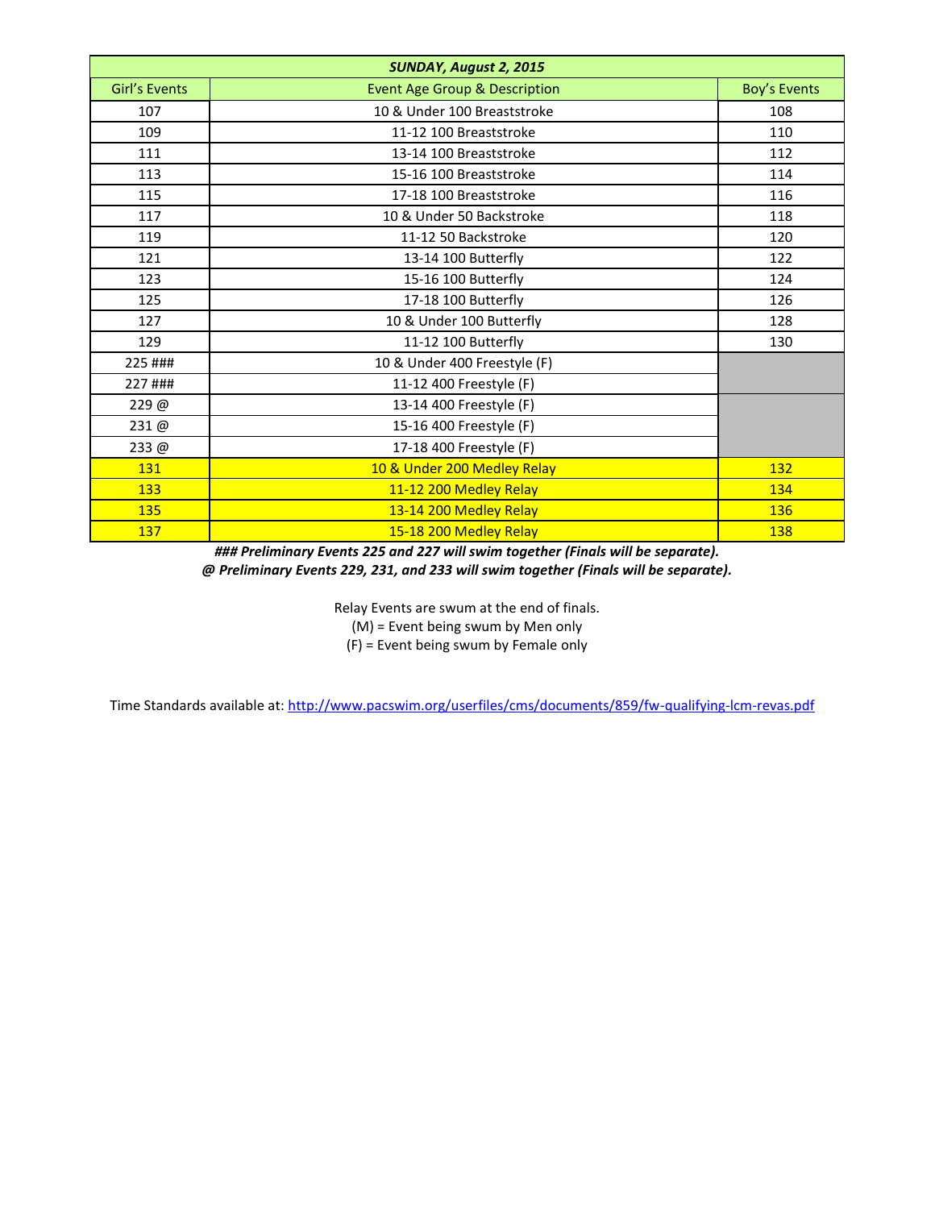| SUNDAY, August 2, 2015 | | |
|---|---|---|
| Girl's Events | Event Age Group & Description | Boy's Events |
| 107 | 10 & Under 100 Breaststroke | 108 |
| 109 | 11-12 100 Breaststroke | 110 |
| 111 | 13-14 100 Breaststroke | 112 |
| 113 | 15-16 100 Breaststroke | 114 |
| 115 | 17-18 100 Breaststroke | 116 |
| 117 | 10 & Under 50 Backstroke | 118 |
| 119 | 11-12 50 Backstroke | 120 |
| 121 | 13-14 100 Butterfly | 122 |
| 123 | 15-16 100 Butterfly | 124 |
| 125 | 17-18 100 Butterfly | 126 |
| 127 | 10 & Under 100 Butterfly | 128 |
| 129 | 11-12 100 Butterfly | 130 |
| 225 ### | 10 & Under 400 Freestyle (F) | |
| 227 ### | 11-12 400 Freestyle (F) | |
| 229 @ | 13-14 400 Freestyle (F) | |
| 231 @ | 15-16 400 Freestyle (F) | |
| 233 @ | 17-18 400 Freestyle (F) | |
| 131 | 10 & Under 200 Medley Relay | 132 |
| 133 | 11-12 200 Medley Relay | 134 |
| 135 | 13-14 200 Medley Relay | 136 |
| 137 | 15-18 200 Medley Relay | 138 |

***### Preliminary Events 225 and 227 will swim together (Finals will be separate).***

***@ Preliminary Events 229, 231, and 233 will swim together (Finals will be separate).***

Relay Events are swum at the end of finals.
(M) = Event being swum by Men only
(F) = Event being swum by Female only

Time Standards available at: http://www.pacswim.org/userfiles/cms/documents/859/fw-qualifying-lcm-revas.pdf